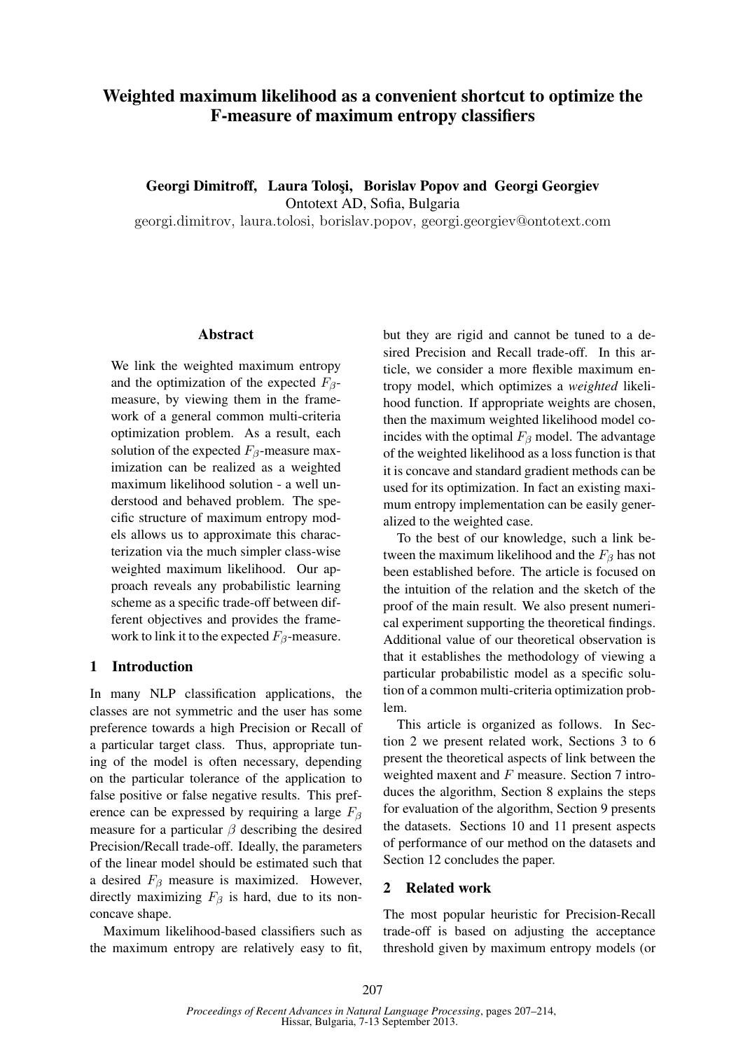# Weighted maximum likelihood as a convenient shortcut to optimize the F-measure of maximum entropy classifiers

**Georgi Dimitroff, Laura Toloşi, Borislav Popov and Georgi Georgiev**
Ontotext AD, Sofia, Bulgaria
georgi.dimitrov, laura.tolosi, borislav.popov, georgi.georgiev@ontotext.com

## Abstract

We link the weighted maximum entropy and the optimization of the expected $F_\beta$-measure, by viewing them in the framework of a general common multi-criteria optimization problem. As a result, each solution of the expected $F_\beta$-measure maximization can be realized as a weighted maximum likelihood solution - a well understood and behaved problem. The specific structure of maximum entropy models allows us to approximate this characterization via the much simpler class-wise weighted maximum likelihood. Our approach reveals any probabilistic learning scheme as a specific trade-off between different objectives and provides the framework to link it to the expected $F_\beta$-measure.

## 1 Introduction

In many NLP classification applications, the classes are not symmetric and the user has some preference towards a high Precision or Recall of a particular target class. Thus, appropriate tuning of the model is often necessary, depending on the particular tolerance of the application to false positive or false negative results. This preference can be expressed by requiring a large $F_\beta$ measure for a particular $\beta$ describing the desired Precision/Recall trade-off. Ideally, the parameters of the linear model should be estimated such that a desired $F_\beta$ measure is maximized. However, directly maximizing $F_\beta$ is hard, due to its non-concave shape.

Maximum likelihood-based classifiers such as the maximum entropy are relatively easy to fit, but they are rigid and cannot be tuned to a desired Precision and Recall trade-off. In this article, we consider a more flexible maximum entropy model, which optimizes a *weighted* likelihood function. If appropriate weights are chosen, then the maximum weighted likelihood model coincides with the optimal $F_\beta$ model. The advantage of the weighted likelihood as a loss function is that it is concave and standard gradient methods can be used for its optimization. In fact an existing maximum entropy implementation can be easily generalized to the weighted case.

To the best of our knowledge, such a link between the maximum likelihood and the $F_\beta$ has not been established before. The article is focused on the intuition of the relation and the sketch of the proof of the main result. We also present numerical experiment supporting the theoretical findings. Additional value of our theoretical observation is that it establishes the methodology of viewing a particular probabilistic model as a specific solution of a common multi-criteria optimization problem.

This article is organized as follows. In Section 2 we present related work, Sections 3 to 6 present the theoretical aspects of link between the weighted maxent and $F$ measure. Section 7 introduces the algorithm, Section 8 explains the steps for evaluation of the algorithm, Section 9 presents the datasets. Sections 10 and 11 present aspects of performance of our method on the datasets and Section 12 concludes the paper.

## 2 Related work

The most popular heuristic for Precision-Recall trade-off is based on adjusting the acceptance threshold given by maximum entropy models (or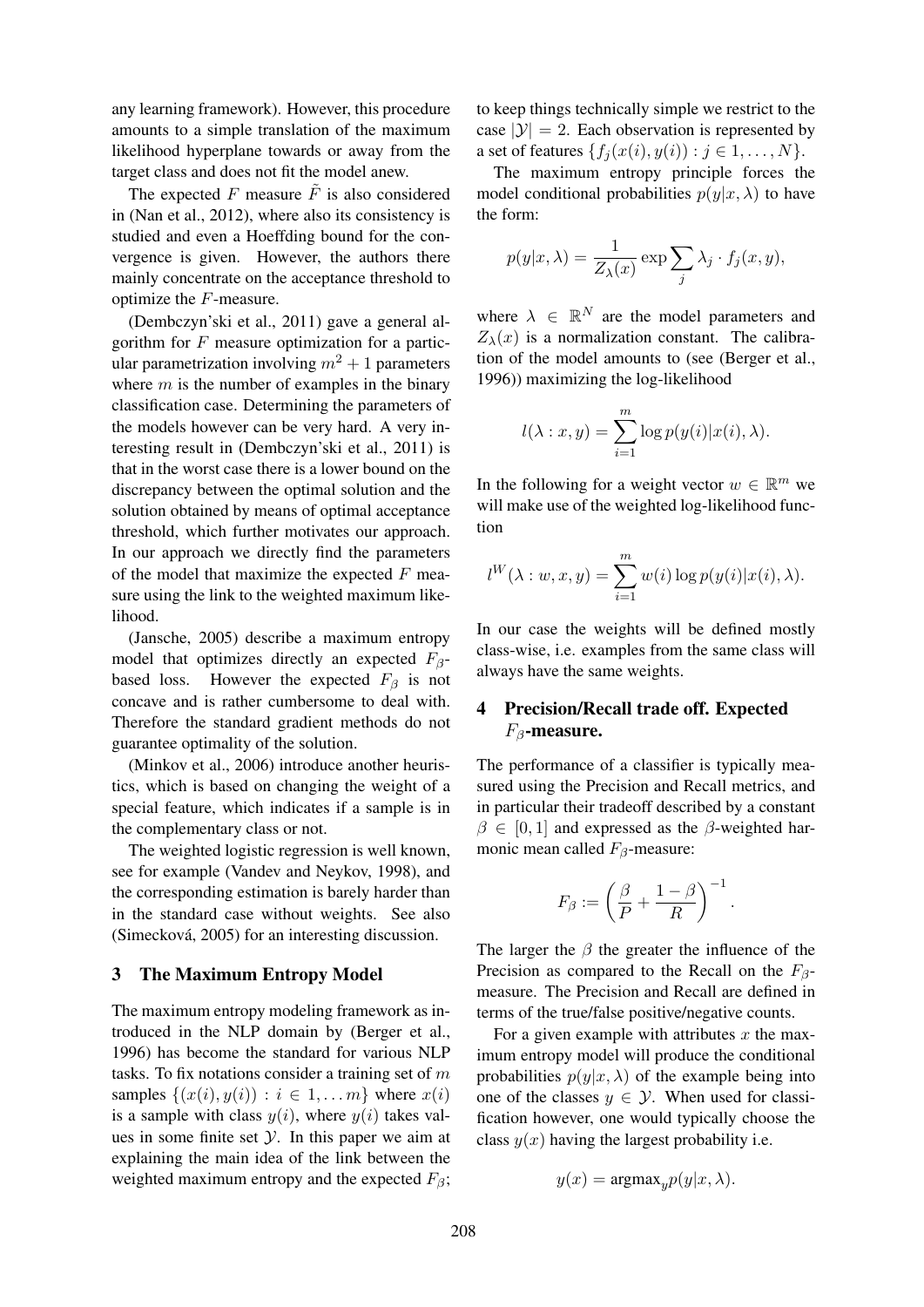any learning framework). However, this procedure amounts to a simple translation of the maximum likelihood hyperplane towards or away from the target class and does not fit the model anew.

The expected $F$ measure $\tilde{F}$ is also considered in (Nan et al., 2012), where also its consistency is studied and even a Hoeffding bound for the convergence is given. However, the authors there mainly concentrate on the acceptance threshold to optimize the $F$-measure.

(Dembczyn'ski et al., 2011) gave a general algorithm for $F$ measure optimization for a particular parametrization involving $m^2 + 1$ parameters where $m$ is the number of examples in the binary classification case. Determining the parameters of the models however can be very hard. A very interesting result in (Dembczyn'ski et al., 2011) is that in the worst case there is a lower bound on the discrepancy between the optimal solution and the solution obtained by means of optimal acceptance threshold, which further motivates our approach. In our approach we directly find the parameters of the model that maximize the expected $F$ measure using the link to the weighted maximum likelihood.

(Jansche, 2005) describe a maximum entropy model that optimizes directly an expected $F_\beta$-based loss. However the expected $F_\beta$ is not concave and is rather cumbersome to deal with. Therefore the standard gradient methods do not guarantee optimality of the solution.

(Minkov et al., 2006) introduce another heuristics, which is based on changing the weight of a special feature, which indicates if a sample is in the complementary class or not.

The weighted logistic regression is well known, see for example (Vandev and Neykov, 1998), and the corresponding estimation is barely harder than in the standard case without weights. See also (Simecková, 2005) for an interesting discussion.

## 3 The Maximum Entropy Model

The maximum entropy modeling framework as introduced in the NLP domain by (Berger et al., 1996) has become the standard for various NLP tasks. To fix notations consider a training set of $m$ samples $\{(x(i), y(i)) : i \in 1, \dots m\}$ where $x(i)$ is a sample with class $y(i)$, where $y(i)$ takes values in some finite set $\mathcal{Y}$. In this paper we aim at explaining the main idea of the link between the weighted maximum entropy and the expected $F_\beta$; to keep things technically simple we restrict to the case $|\mathcal{Y}| = 2$. Each observation is represented by a set of features $\{f_j(x(i), y(i)) : j \in 1, \dots, N\}$.

The maximum entropy principle forces the model conditional probabilities $p(y|x, \lambda)$ to have the form:

$$p(y|x, \lambda) = \frac{1}{Z_\lambda(x)} \exp \sum_j \lambda_j \cdot f_j(x, y),$$

where $\lambda \in \mathbb{R}^N$ are the model parameters and $Z_\lambda(x)$ is a normalization constant. The calibration of the model amounts to (see (Berger et al., 1996)) maximizing the log-likelihood

$$l(\lambda : x, y) = \sum_{i=1}^{m} \log p(y(i)|x(i), \lambda).$$

In the following for a weight vector $w \in \mathbb{R}^m$ we will make use of the weighted log-likelihood function

$$l^W(\lambda : w, x, y) = \sum_{i=1}^{m} w(i) \log p(y(i)|x(i), \lambda).$$

In our case the weights will be defined mostly class-wise, i.e. examples from the same class will always have the same weights.

## 4 Precision/Recall trade off. Expected $F_\beta$-measure.

The performance of a classifier is typically measured using the Precision and Recall metrics, and in particular their tradeoff described by a constant $\beta \in [0, 1]$ and expressed as the $\beta$-weighted harmonic mean called $F_\beta$-measure:

$$F_\beta := \left( \frac{\beta}{P} + \frac{1 - \beta}{R} \right)^{-1}.$$

The larger the $\beta$ the greater the influence of the Precision as compared to the Recall on the $F_\beta$-measure. The Precision and Recall are defined in terms of the true/false positive/negative counts.

For a given example with attributes $x$ the maximum entropy model will produce the conditional probabilities $p(y|x, \lambda)$ of the example being into one of the classes $y \in \mathcal{Y}$. When used for classification however, one would typically choose the class $y(x)$ having the largest probability i.e.

$$y(x) = \text{argmax}_y p(y|x, \lambda).$$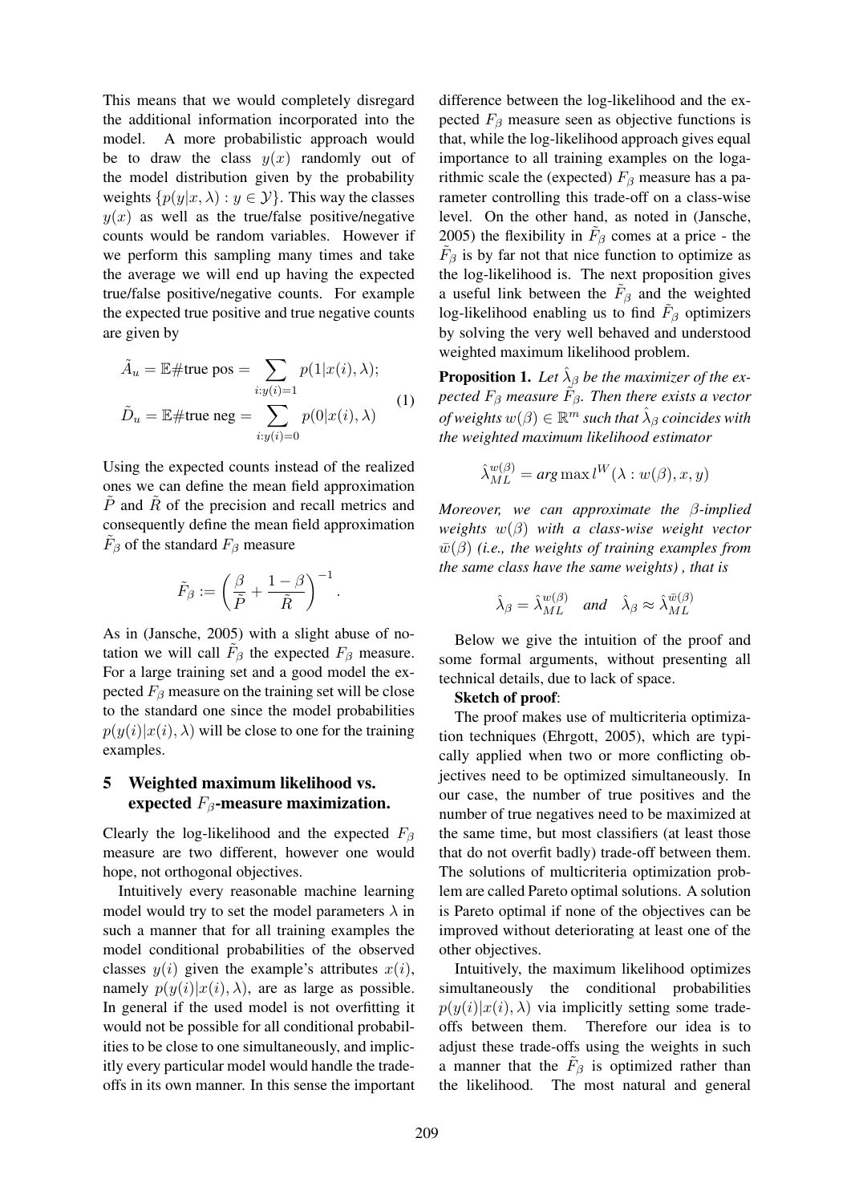This means that we would completely disregard the additional information incorporated into the model. A more probabilistic approach would be to draw the class $y(x)$ randomly out of the model distribution given by the probability weights $\{p(y|x, \lambda) : y \in \mathcal{Y}\}$. This way the classes $y(x)$ as well as the true/false positive/negative counts would be random variables. However if we perform this sampling many times and take the average we will end up having the expected true/false positive/negative counts. For example the expected true positive and true negative counts are given by

$$\begin{aligned} \tilde{A}_u &= \mathbb{E}\#\text{true pos} = \sum_{i:y(i)=1} p(1|x(i), \lambda); \\ \tilde{D}_u &= \mathbb{E}\#\text{true neg} = \sum_{i:y(i)=0} p(0|x(i), \lambda) \end{aligned} \tag{1}$$

Using the expected counts instead of the realized ones we can define the mean field approximation $\tilde{P}$ and $\tilde{R}$ of the precision and recall metrics and consequently define the mean field approximation $\tilde{F}_\beta$ of the standard $F_\beta$ measure

$$\tilde{F}_\beta := \left( \frac{\beta}{\tilde{P}} + \frac{1-\beta}{\tilde{R}} \right)^{-1}.$$

As in (Jansche, 2005) with a slight abuse of notation we will call $\tilde{F}_\beta$ the expected $F_\beta$ measure. For a large training set and a good model the expected $F_\beta$ measure on the training set will be close to the standard one since the model probabilities $p(y(i)|x(i), \lambda)$ will be close to one for the training examples.

## 5 Weighted maximum likelihood vs. expected $F_\beta$-measure maximization.

Clearly the log-likelihood and the expected $F_\beta$ measure are two different, however one would hope, not orthogonal objectives.

Intuitively every reasonable machine learning model would try to set the model parameters $\lambda$ in such a manner that for all training examples the model conditional probabilities of the observed classes $y(i)$ given the example's attributes $x(i)$, namely $p(y(i)|x(i), \lambda)$, are as large as possible. In general if the used model is not overfitting it would not be possible for all conditional probabilities to be close to one simultaneously, and implicitly every particular model would handle the trade-offs in its own manner. In this sense the important difference between the log-likelihood and the expected $F_\beta$ measure seen as objective functions is that, while the log-likelihood approach gives equal importance to all training examples on the logarithmic scale the (expected) $F_\beta$ measure has a parameter controlling this trade-off on a class-wise level. On the other hand, as noted in (Jansche, 2005) the flexibility in $\tilde{F}_\beta$ comes at a price - the $\tilde{F}_\beta$ is by far not that nice function to optimize as the log-likelihood is. The next proposition gives a useful link between the $\tilde{F}_\beta$ and the weighted log-likelihood enabling us to find $\tilde{F}_\beta$ optimizers by solving the very well behaved and understood weighted maximum likelihood problem.

**Proposition 1.** *Let $\hat{\lambda}_\beta$ be the maximizer of the expected $F_\beta$ measure $\tilde{F}_\beta$. Then there exists a vector of weights $w(\beta) \in \mathbb{R}^m$ such that $\hat{\lambda}_\beta$ coincides with the weighted maximum likelihood estimator*

$$\hat{\lambda}_{ML}^{w(\beta)} = \arg\max l^W(\lambda : w(\beta), x, y)$$

*Moreover, we can approximate the $\beta$-implied weights $w(\beta)$ with a class-wise weight vector $\bar{w}(\beta)$ (i.e., the weights of training examples from the same class have the same weights) , that is*

$$\hat{\lambda}_\beta = \hat{\lambda}_{ML}^{w(\beta)} \quad \text{and} \quad \hat{\lambda}_\beta \approx \hat{\lambda}_{ML}^{\bar{w}(\beta)}$$

Below we give the intuition of the proof and some formal arguments, without presenting all technical details, due to lack of space.

**Sketch of proof**:

The proof makes use of multicriteria optimization techniques (Ehrgott, 2005), which are typically applied when two or more conflicting objectives need to be optimized simultaneously. In our case, the number of true positives and the number of true negatives need to be maximized at the same time, but most classifiers (at least those that do not overfit badly) trade-off between them. The solutions of multicriteria optimization problem are called Pareto optimal solutions. A solution is Pareto optimal if none of the objectives can be improved without deteriorating at least one of the other objectives.

Intuitively, the maximum likelihood optimizes simultaneously the conditional probabilities $p(y(i)|x(i), \lambda)$ via implicitly setting some trade-offs between them. Therefore our idea is to adjust these trade-offs using the weights in such a manner that the $\tilde{F}_\beta$ is optimized rather than the likelihood. The most natural and general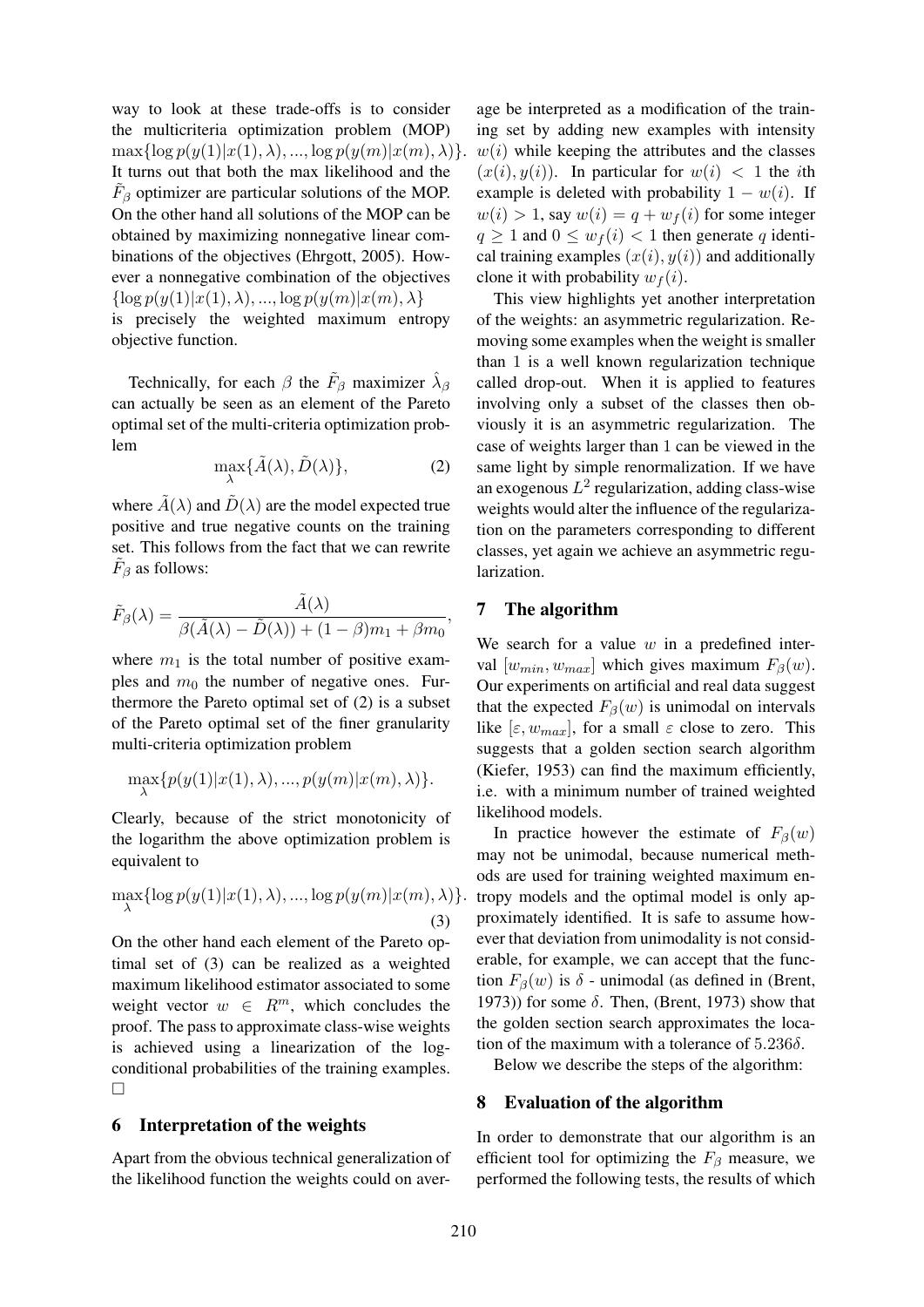way to look at these trade-offs is to consider the multicriteria optimization problem (MOP) $\max\{\log p(y(1)|x(1), \lambda), ..., \log p(y(m)|x(m), \lambda)\}$. It turns out that both the max likelihood and the $\tilde{F}_\beta$ optimizer are particular solutions of the MOP. On the other hand all solutions of the MOP can be obtained by maximizing nonnegative linear combinations of the objectives (Ehrgott, 2005). However a nonnegative combination of the objectives $\{\log p(y(1)|x(1), \lambda), ..., \log p(y(m)|x(m), \lambda\}$ is precisely the weighted maximum entropy objective function.

Technically, for each $\beta$ the $\tilde{F}_\beta$ maximizer $\hat{\lambda}_\beta$ can actually be seen as an element of the Pareto optimal set of the multi-criteria optimization problem

$$\max_{\lambda}\{\tilde{A}(\lambda), \tilde{D}(\lambda)\}, \tag{2}$$

where $\tilde{A}(\lambda)$ and $\tilde{D}(\lambda)$ are the model expected true positive and true negative counts on the training set. This follows from the fact that we can rewrite $\tilde{F}_\beta$ as follows:

$$\tilde{F}_\beta(\lambda) = \frac{\tilde{A}(\lambda)}{\beta(\tilde{A}(\lambda) - \tilde{D}(\lambda)) + (1-\beta)m_1 + \beta m_0},$$

where $m_1$ is the total number of positive examples and $m_0$ the number of negative ones. Furthermore the Pareto optimal set of (2) is a subset of the Pareto optimal set of the finer granularity multi-criteria optimization problem

$$\max_{\lambda}\{p(y(1)|x(1), \lambda), ..., p(y(m)|x(m), \lambda)\}.$$

Clearly, because of the strict monotonicity of the logarithm the above optimization problem is equivalent to

$$\max_{\lambda}\{\log p(y(1)|x(1), \lambda), ..., \log p(y(m)|x(m), \lambda)\}. \tag{3}$$

On the other hand each element of the Pareto optimal set of (3) can be realized as a weighted maximum likelihood estimator associated to some weight vector $w \in R^m$, which concludes the proof. The pass to approximate class-wise weights is achieved using a linearization of the log-conditional probabilities of the training examples. □

## 6 Interpretation of the weights

Apart from the obvious technical generalization of the likelihood function the weights could on average be interpreted as a modification of the training set by adding new examples with intensity $w(i)$ while keeping the attributes and the classes $(x(i), y(i))$. In particular for $w(i) < 1$ the $i$th example is deleted with probability $1 - w(i)$. If $w(i) > 1$, say $w(i) = q + w_f(i)$ for some integer $q \geq 1$ and $0 \leq w_f(i) < 1$ then generate $q$ identical training examples $(x(i), y(i))$ and additionally clone it with probability $w_f(i)$.

This view highlights yet another interpretation of the weights: an asymmetric regularization. Removing some examples when the weight is smaller than 1 is a well known regularization technique called drop-out. When it is applied to features involving only a subset of the classes then obviously it is an asymmetric regularization. The case of weights larger than 1 can be viewed in the same light by simple renormalization. If we have an exogenous $L^2$ regularization, adding class-wise weights would alter the influence of the regularization on the parameters corresponding to different classes, yet again we achieve an asymmetric regularization.

## 7 The algorithm

We search for a value $w$ in a predefined interval $[w_{min}, w_{max}]$ which gives maximum $F_\beta(w)$. Our experiments on artificial and real data suggest that the expected $F_\beta(w)$ is unimodal on intervals like $[\varepsilon, w_{max}]$, for a small $\varepsilon$ close to zero. This suggests that a golden section search algorithm (Kiefer, 1953) can find the maximum efficiently, i.e. with a minimum number of trained weighted likelihood models.

In practice however the estimate of $F_\beta(w)$ may not be unimodal, because numerical methods are used for training weighted maximum entropy models and the optimal model is only approximately identified. It is safe to assume however that deviation from unimodality is not considerable, for example, we can accept that the function $F_\beta(w)$ is $\delta$ - unimodal (as defined in (Brent, 1973)) for some $\delta$. Then, (Brent, 1973) show that the golden section search approximates the location of the maximum with a tolerance of $5.236\delta$.

Below we describe the steps of the algorithm:

## 8 Evaluation of the algorithm

In order to demonstrate that our algorithm is an efficient tool for optimizing the $F_\beta$ measure, we performed the following tests, the results of which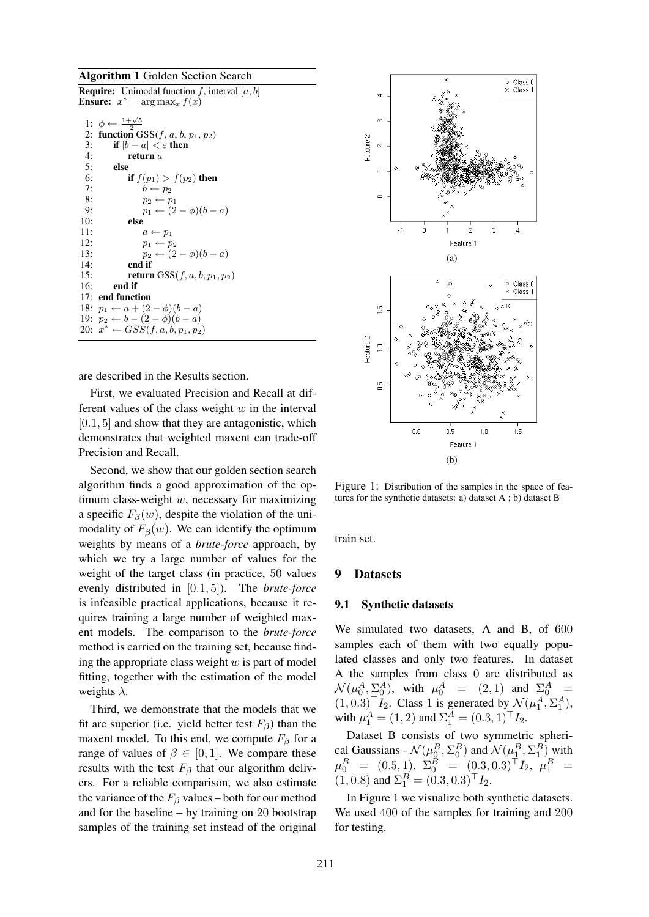**Algorithm 1** Golden Section Search

**Require:** Unimodal function $f$, interval $[a, b]$
**Ensure:** $x^* = \arg\max_x f(x)$

```
1:  φ ← (1+√5)/2
2:  function GSS(f, a, b, p1, p2)
3:      if |b − a| < ε then
4:          return a
5:      else
6:          if f(p1) > f(p2) then
7:              b ← p2
8:              p2 ← p1
9:              p1 ← (2 − φ)(b − a)
10:         else
11:             a ← p1
12:             p1 ← p2
13:             p2 ← (2 − φ)(b − a)
14:         end if
15:         return GSS(f, a, b, p1, p2)
16:     end if
17: end function
18: p1 ← a + (2 − φ)(b − a)
19: p2 ← b − (2 − φ)(b − a)
20: x* ← GSS(f, a, b, p1, p2)
```

are described in the Results section.

First, we evaluated Precision and Recall at different values of the class weight $w$ in the interval $[0.1, 5]$ and show that they are antagonistic, which demonstrates that weighted maxent can trade-off Precision and Recall.

Second, we show that our golden section search algorithm finds a good approximation of the optimum class-weight $w$, necessary for maximizing a specific $F_\beta(w)$, despite the violation of the unimodality of $F_\beta(w)$. We can identify the optimum weights by means of a *brute-force* approach, by which we try a large number of values for the weight of the target class (in practice, 50 values evenly distributed in $[0.1, 5]$). The *brute-force* is infeasible practical applications, because it requires training a large number of weighted maxent models. The comparison to the *brute-force* method is carried on the training set, because finding the appropriate class weight $w$ is part of model fitting, together with the estimation of the model weights $\lambda$.

Third, we demonstrate that the models that we fit are superior (i.e. yield better test $F_\beta$) than the maxent model. To this end, we compute $F_\beta$ for a range of values of $\beta \in [0, 1]$. We compare these results with the test $F_\beta$ that our algorithm delivers. For a reliable comparison, we also estimate the variance of the $F_\beta$ values – both for our method and for the baseline – by training on 20 bootstrap samples of the training set instead of the original train set.

Figure 1: Distribution of the samples in the space of features for the synthetic datasets: a) dataset A ; b) dataset B

## 9 Datasets

### 9.1 Synthetic datasets

We simulated two datasets, A and B, of 600 samples each of them with two equally populated classes and only two features. In dataset A the samples from class 0 are distributed as $\mathcal{N}(\mu_0^A, \Sigma_0^A)$, with $\mu_0^A = (2, 1)$ and $\Sigma_0^A = (1, 0.3)^\top I_2$. Class 1 is generated by $\mathcal{N}(\mu_1^A, \Sigma_1^A)$, with $\mu_1^A = (1, 2)$ and $\Sigma_1^A = (0.3, 1)^\top I_2$.

Dataset B consists of two symmetric spherical Gaussians - $\mathcal{N}(\mu_0^B, \Sigma_0^B)$ and $\mathcal{N}(\mu_1^B, \Sigma_1^B)$ with $\mu_0^B = (0.5, 1)$, $\Sigma_0^B = (0.3, 0.3)^\top I_2$, $\mu_1^B = (1, 0.8)$ and $\Sigma_1^B = (0.3, 0.3)^\top I_2$.

In Figure 1 we visualize both synthetic datasets. We used 400 of the samples for training and 200 for testing.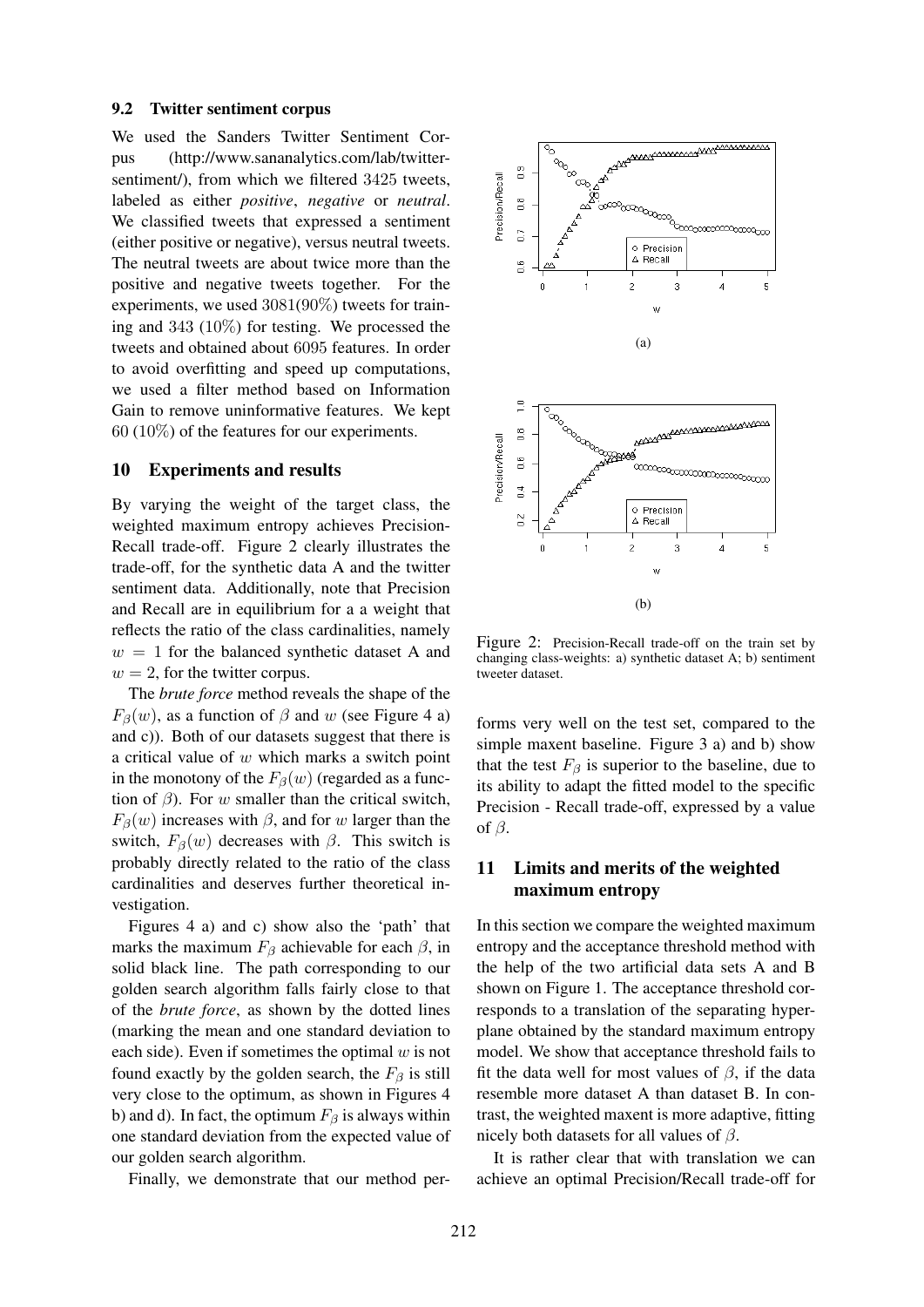### 9.2 Twitter sentiment corpus

We used the Sanders Twitter Sentiment Corpus (http://www.sananalytics.com/lab/twitter-sentiment/), from which we filtered 3425 tweets, labeled as either *positive*, *negative* or *neutral*. We classified tweets that expressed a sentiment (either positive or negative), versus neutral tweets. The neutral tweets are about twice more than the positive and negative tweets together. For the experiments, we used 3081(90%) tweets for training and 343 (10%) for testing. We processed the tweets and obtained about 6095 features. In order to avoid overfitting and speed up computations, we used a filter method based on Information Gain to remove uninformative features. We kept 60 (10%) of the features for our experiments.

## 10 Experiments and results

By varying the weight of the target class, the weighted maximum entropy achieves Precision-Recall trade-off. Figure 2 clearly illustrates the trade-off, for the synthetic data A and the twitter sentiment data. Additionally, note that Precision and Recall are in equilibrium for a a weight that reflects the ratio of the class cardinalities, namely $w = 1$ for the balanced synthetic dataset A and $w = 2$, for the twitter corpus.

The *brute force* method reveals the shape of the $F_\beta(w)$, as a function of $\beta$ and $w$ (see Figure 4 a) and c)). Both of our datasets suggest that there is a critical value of $w$ which marks a switch point in the monotony of the $F_\beta(w)$ (regarded as a function of $\beta$). For $w$ smaller than the critical switch, $F_\beta(w)$ increases with $\beta$, and for $w$ larger than the switch, $F_\beta(w)$ decreases with $\beta$. This switch is probably directly related to the ratio of the class cardinalities and deserves further theoretical investigation.

Figures 4 a) and c) show also the 'path' that marks the maximum $F_\beta$ achievable for each $\beta$, in solid black line. The path corresponding to our golden search algorithm falls fairly close to that of the *brute force*, as shown by the dotted lines (marking the mean and one standard deviation to each side). Even if sometimes the optimal $w$ is not found exactly by the golden search, the $F_\beta$ is still very close to the optimum, as shown in Figures 4 b) and d). In fact, the optimum $F_\beta$ is always within one standard deviation from the expected value of our golden search algorithm.

Finally, we demonstrate that our method performs very well on the test set, compared to the simple maxent baseline. Figure 3 a) and b) show that the test $F_\beta$ is superior to the baseline, due to its ability to adapt the fitted model to the specific Precision - Recall trade-off, expressed by a value of $\beta$.

Figure 2: Precision-Recall trade-off on the train set by changing class-weights: a) synthetic dataset A; b) sentiment tweeter dataset.

## 11 Limits and merits of the weighted maximum entropy

In this section we compare the weighted maximum entropy and the acceptance threshold method with the help of the two artificial data sets A and B shown on Figure 1. The acceptance threshold corresponds to a translation of the separating hyperplane obtained by the standard maximum entropy model. We show that acceptance threshold fails to fit the data well for most values of $\beta$, if the data resemble more dataset A than dataset B. In contrast, the weighted maxent is more adaptive, fitting nicely both datasets for all values of $\beta$.

It is rather clear that with translation we can achieve an optimal Precision/Recall trade-off for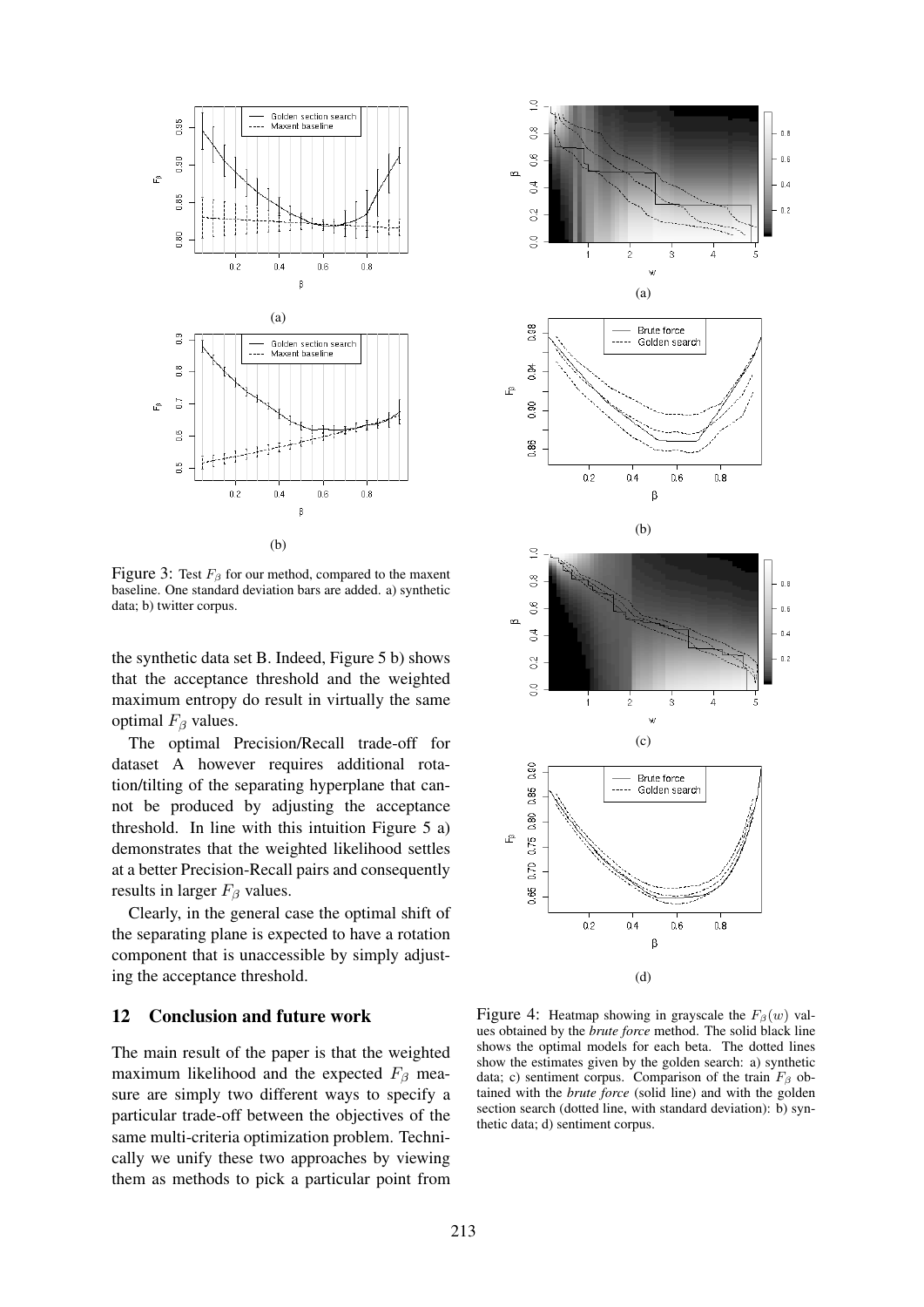Figure 3: Test $F_\beta$ for our method, compared to the maxent baseline. One standard deviation bars are added. a) synthetic data; b) twitter corpus.

the synthetic data set B. Indeed, Figure 5 b) shows that the acceptance threshold and the weighted maximum entropy do result in virtually the same optimal $F_\beta$ values.

The optimal Precision/Recall trade-off for dataset A however requires additional rotation/tilting of the separating hyperplane that cannot be produced by adjusting the acceptance threshold. In line with this intuition Figure 5 a) demonstrates that the weighted likelihood settles at a better Precision-Recall pairs and consequently results in larger $F_\beta$ values.

Clearly, in the general case the optimal shift of the separating plane is expected to have a rotation component that is unaccessible by simply adjusting the acceptance threshold.

## 12 Conclusion and future work

The main result of the paper is that the weighted maximum likelihood and the expected $F_\beta$ measure are simply two different ways to specify a particular trade-off between the objectives of the same multi-criteria optimization problem. Technically we unify these two approaches by viewing them as methods to pick a particular point from

Figure 4: Heatmap showing in grayscale the $F_\beta(w)$ values obtained by the *brute force* method. The solid black line shows the optimal models for each beta. The dotted lines show the estimates given by the golden search: a) synthetic data; c) sentiment corpus. Comparison of the train $F_\beta$ obtained with the *brute force* (solid line) and with the golden section search (dotted line, with standard deviation): b) synthetic data; d) sentiment corpus.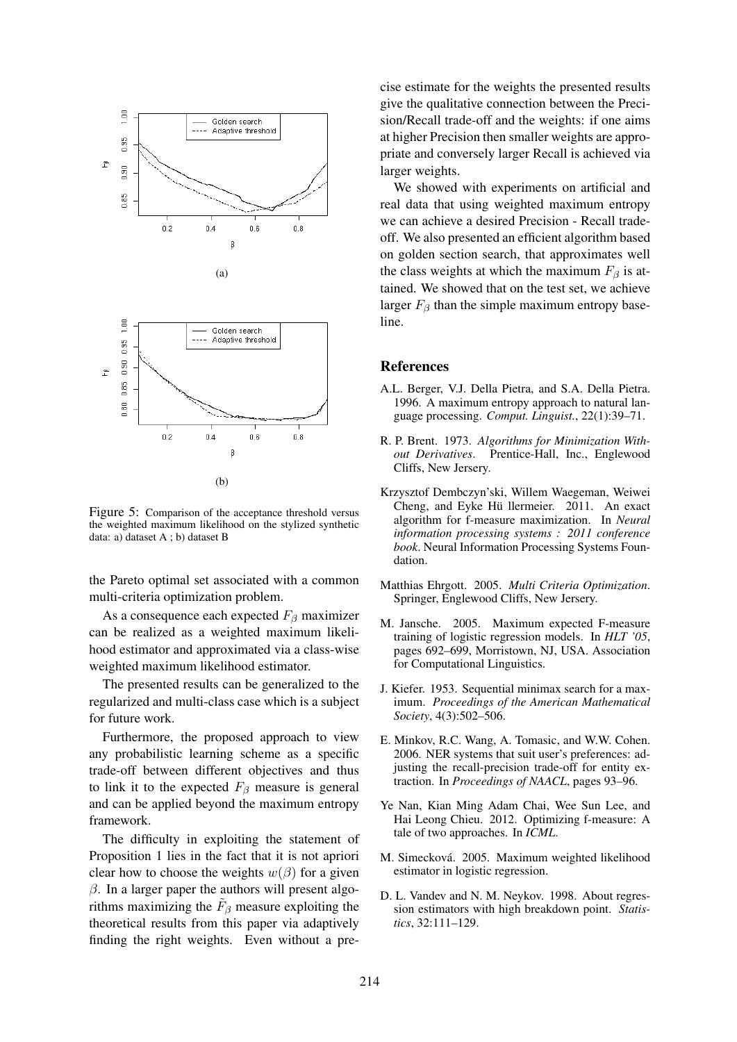Golden search
Adaptive threshold

$F_\beta$

1.00
0.95
0.90
0.85

0.2 0.4 0.6 0.8

$\beta$

(a)

Golden search
Adaptive threshold

$F_\beta$

1.00 0.95 0.90 0.85 0.80

0.2 0.4 0.6 0.8

$\beta$

(b)

Figure 5: Comparison of the acceptance threshold versus the weighted maximum likelihood on the stylized synthetic data: a) dataset A ; b) dataset B

the Pareto optimal set associated with a common multi-criteria optimization problem.

As a consequence each expected $F_\beta$ maximizer can be realized as a weighted maximum likelihood estimator and approximated via a class-wise weighted maximum likelihood estimator.

The presented results can be generalized to the regularized and multi-class case which is a subject for future work.

Furthermore, the proposed approach to view any probabilistic learning scheme as a specific trade-off between different objectives and thus to link it to the expected $F_\beta$ measure is general and can be applied beyond the maximum entropy framework.

The difficulty in exploiting the statement of Proposition 1 lies in the fact that it is not apriori clear how to choose the weights $w(\beta)$ for a given $\beta$. In a larger paper the authors will present algorithms maximizing the $\tilde{F}_\beta$ measure exploiting the theoretical results from this paper via adaptively finding the right weights. Even without a precise estimate for the weights the presented results give the qualitative connection between the Precision/Recall trade-off and the weights: if one aims at higher Precision then smaller weights are appropriate and conversely larger Recall is achieved via larger weights.

We showed with experiments on artificial and real data that using weighted maximum entropy we can achieve a desired Precision - Recall trade-off. We also presented an efficient algorithm based on golden section search, that approximates well the class weights at which the maximum $F_\beta$ is attained. We showed that on the test set, we achieve larger $F_\beta$ than the simple maximum entropy baseline.

## References

A.L. Berger, V.J. Della Pietra, and S.A. Della Pietra. 1996. A maximum entropy approach to natural language processing. *Comput. Linguist.*, 22(1):39–71.

R. P. Brent. 1973. *Algorithms for Minimization Without Derivatives*. Prentice-Hall, Inc., Englewood Cliffs, New Jersey.

Krzysztof Dembczyn'ski, Willem Waegeman, Weiwei Cheng, and Eyke Hü llermeier. 2011. An exact algorithm for f-measure maximization. In *Neural information processing systems : 2011 conference book*. Neural Information Processing Systems Foundation.

Matthias Ehrgott. 2005. *Multi Criteria Optimization*. Springer, Englewood Cliffs, New Jersey.

M. Jansche. 2005. Maximum expected F-measure training of logistic regression models. In *HLT '05*, pages 692–699, Morristown, NJ, USA. Association for Computational Linguistics.

J. Kiefer. 1953. Sequential minimax search for a maximum. *Proceedings of the American Mathematical Society*, 4(3):502–506.

E. Minkov, R.C. Wang, A. Tomasic, and W.W. Cohen. 2006. NER systems that suit user's preferences: adjusting the recall-precision trade-off for entity extraction. In *Proceedings of NAACL*, pages 93–96.

Ye Nan, Kian Ming Adam Chai, Wee Sun Lee, and Hai Leong Chieu. 2012. Optimizing f-measure: A tale of two approaches. In *ICML*.

M. Simecková. 2005. Maximum weighted likelihood estimator in logistic regression.

D. L. Vandev and N. M. Neykov. 1998. About regression estimators with high breakdown point. *Statistics*, 32:111–129.